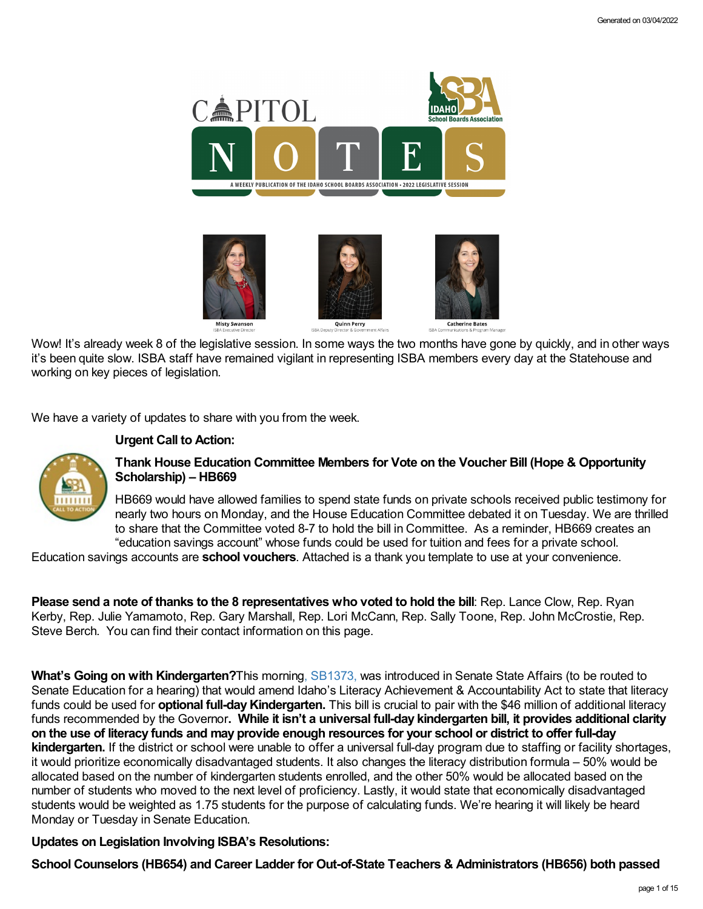# CAPITOL NOTES

A WEEKLY PUBLICATION OF THE IDAHO SCHOOL BOARDS ASSOCIATION • 2022 LEGISLATIVE SESSION

Misty Swanson
ISBA Executive Director

Quinn Perry
ISBA Deputy Director & Government Affairs

Catherine Bates
ISBA Communications & Program Manager

Wow! It's already week 8 of the legislative session. In some ways the two months have gone by quickly, and in other ways it's been quite slow. ISBA staff have remained vigilant in representing ISBA members every day at the Statehouse and working on key pieces of legislation.

We have a variety of updates to share with you from the week.

**Urgent Call to Action:**

**Thank House Education Committee Members for Vote on the Voucher Bill (Hope & Opportunity Scholarship) – HB669**

HB669 would have allowed families to spend state funds on private schools received public testimony for nearly two hours on Monday, and the House Education Committee debated it on Tuesday. We are thrilled to share that the Committee voted 8-7 to hold the bill in Committee. As a reminder, HB669 creates an "education savings account" whose funds could be used for tuition and fees for a private school. Education savings accounts are **school vouchers**. Attached is a thank you template to use at your convenience.

**Please send a note of thanks to the 8 representatives who voted to hold the bill**: Rep. Lance Clow, Rep. Ryan Kerby, Rep. Julie Yamamoto, Rep. Gary Marshall, Rep. Lori McCann, Rep. Sally Toone, Rep. John McCrostie, Rep. Steve Berch. You can find their contact information on this page.

**What's Going on with Kindergarten?** This morning, SB1373, was introduced in Senate State Affairs (to be routed to Senate Education for a hearing) that would amend Idaho's Literacy Achievement & Accountability Act to state that literacy funds could be used for **optional full-day Kindergarten.** This bill is crucial to pair with the $46 million of additional literacy funds recommended by the Governor**. While it isn't a universal full-day kindergarten bill, it provides additional clarity on the use of literacy funds and may provide enough resources for your school or district to offer full-day kindergarten.** If the district or school were unable to offer a universal full-day program due to staffing or facility shortages, it would prioritize economically disadvantaged students. It also changes the literacy distribution formula – 50% would be allocated based on the number of kindergarten students enrolled, and the other 50% would be allocated based on the number of students who moved to the next level of proficiency. Lastly, it would state that economically disadvantaged students would be weighted as 1.75 students for the purpose of calculating funds. We're hearing it will likely be heard Monday or Tuesday in Senate Education.

**Updates on Legislation Involving ISBA's Resolutions:**

**School Counselors (HB654) and Career Ladder for Out-of-State Teachers & Administrators (HB656) both passed**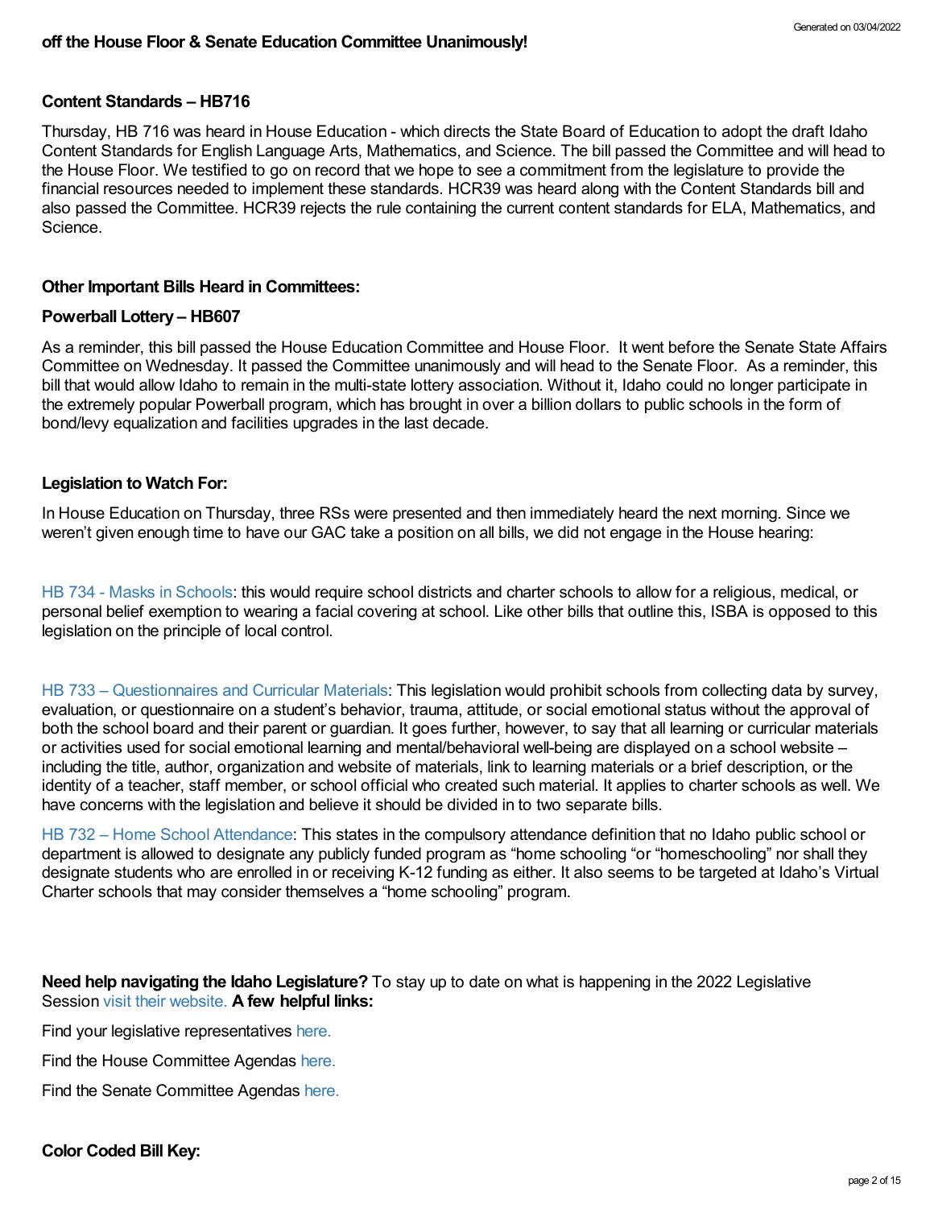**off the House Floor & Senate Education Committee Unanimously!**

**Content Standards – HB716**

Thursday, HB 716 was heard in House Education - which directs the State Board of Education to adopt the draft Idaho Content Standards for English Language Arts, Mathematics, and Science. The bill passed the Committee and will head to the House Floor. We testified to go on record that we hope to see a commitment from the legislature to provide the financial resources needed to implement these standards. HCR39 was heard along with the Content Standards bill and also passed the Committee. HCR39 rejects the rule containing the current content standards for ELA, Mathematics, and Science.

**Other Important Bills Heard in Committees:**

**Powerball Lottery – HB607**

As a reminder, this bill passed the House Education Committee and House Floor. It went before the Senate State Affairs Committee on Wednesday. It passed the Committee unanimously and will head to the Senate Floor. As a reminder, this bill that would allow Idaho to remain in the multi-state lottery association. Without it, Idaho could no longer participate in the extremely popular Powerball program, which has brought in over a billion dollars to public schools in the form of bond/levy equalization and facilities upgrades in the last decade.

**Legislation to Watch For:**

In House Education on Thursday, three RSs were presented and then immediately heard the next morning. Since we weren't given enough time to have our GAC take a position on all bills, we did not engage in the House hearing:

HB 734 - Masks in Schools: this would require school districts and charter schools to allow for a religious, medical, or personal belief exemption to wearing a facial covering at school. Like other bills that outline this, ISBA is opposed to this legislation on the principle of local control.

HB 733 – Questionnaires and Curricular Materials: This legislation would prohibit schools from collecting data by survey, evaluation, or questionnaire on a student's behavior, trauma, attitude, or social emotional status without the approval of both the school board and their parent or guardian. It goes further, however, to say that all learning or curricular materials or activities used for social emotional learning and mental/behavioral well-being are displayed on a school website – including the title, author, organization and website of materials, link to learning materials or a brief description, or the identity of a teacher, staff member, or school official who created such material. It applies to charter schools as well. We have concerns with the legislation and believe it should be divided in to two separate bills.

HB 732 – Home School Attendance: This states in the compulsory attendance definition that no Idaho public school or department is allowed to designate any publicly funded program as "home schooling "or "homeschooling" nor shall they designate students who are enrolled in or receiving K-12 funding as either. It also seems to be targeted at Idaho's Virtual Charter schools that may consider themselves a "home schooling" program.

**Need help navigating the Idaho Legislature?** To stay up to date on what is happening in the 2022 Legislative Session visit their website. **A few helpful links:**

Find your legislative representatives here.

Find the House Committee Agendas here.

Find the Senate Committee Agendas here.

**Color Coded Bill Key:**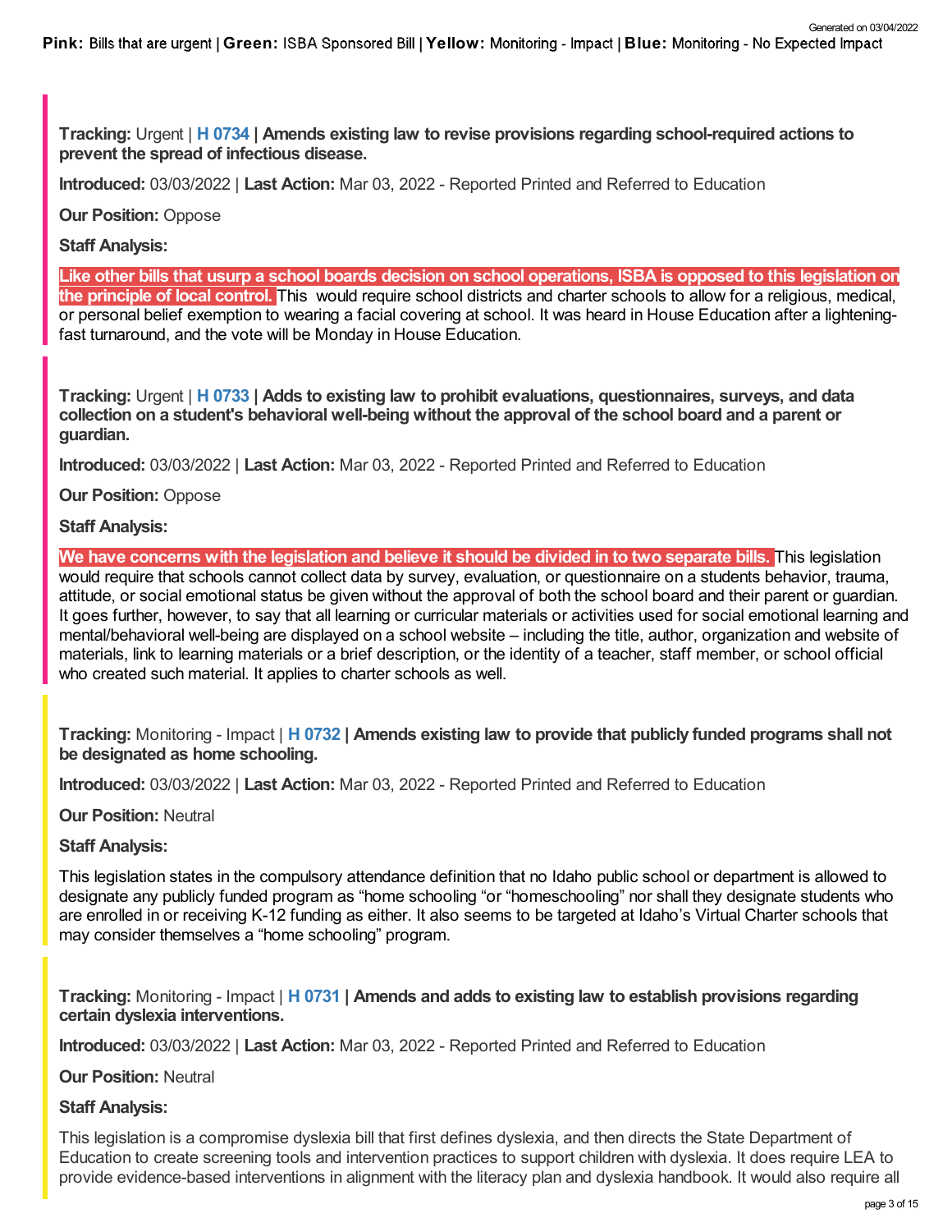**Pink:** Bills that are urgent | **Green:** ISBA Sponsored Bill | **Yellow:** Monitoring - Impact | **Blue:** Monitoring - No Expected Impact

**Tracking:** Urgent | **H 0734 | Amends existing law to revise provisions regarding school-required actions to prevent the spread of infectious disease.**

**Introduced:** 03/03/2022 | **Last Action:** Mar 03, 2022 - Reported Printed and Referred to Education

**Our Position:** Oppose

**Staff Analysis:**

**Like other bills that usurp a school boards decision on school operations, ISBA is opposed to this legislation on the principle of local control.** This would require school districts and charter schools to allow for a religious, medical, or personal belief exemption to wearing a facial covering at school. It was heard in House Education after a lightening-fast turnaround, and the vote will be Monday in House Education.

**Tracking:** Urgent | **H 0733 | Adds to existing law to prohibit evaluations, questionnaires, surveys, and data collection on a student's behavioral well-being without the approval of the school board and a parent or guardian.**

**Introduced:** 03/03/2022 | **Last Action:** Mar 03, 2022 - Reported Printed and Referred to Education

**Our Position:** Oppose

**Staff Analysis:**

**We have concerns with the legislation and believe it should be divided in to two separate bills.** This legislation would require that schools cannot collect data by survey, evaluation, or questionnaire on a students behavior, trauma, attitude, or social emotional status be given without the approval of both the school board and their parent or guardian. It goes further, however, to say that all learning or curricular materials or activities used for social emotional learning and mental/behavioral well-being are displayed on a school website – including the title, author, organization and website of materials, link to learning materials or a brief description, or the identity of a teacher, staff member, or school official who created such material. It applies to charter schools as well.

**Tracking:** Monitoring - Impact | **H 0732 | Amends existing law to provide that publicly funded programs shall not be designated as home schooling.**

**Introduced:** 03/03/2022 | **Last Action:** Mar 03, 2022 - Reported Printed and Referred to Education

**Our Position:** Neutral

**Staff Analysis:**

This legislation states in the compulsory attendance definition that no Idaho public school or department is allowed to designate any publicly funded program as "home schooling "or "homeschooling" nor shall they designate students who are enrolled in or receiving K-12 funding as either. It also seems to be targeted at Idaho's Virtual Charter schools that may consider themselves a "home schooling" program.

**Tracking:** Monitoring - Impact | **H 0731 | Amends and adds to existing law to establish provisions regarding certain dyslexia interventions.**

**Introduced:** 03/03/2022 | **Last Action:** Mar 03, 2022 - Reported Printed and Referred to Education

**Our Position:** Neutral

**Staff Analysis:**

This legislation is a compromise dyslexia bill that first defines dyslexia, and then directs the State Department of Education to create screening tools and intervention practices to support children with dyslexia. It does require LEA to provide evidence-based interventions in alignment with the literacy plan and dyslexia handbook. It would also require all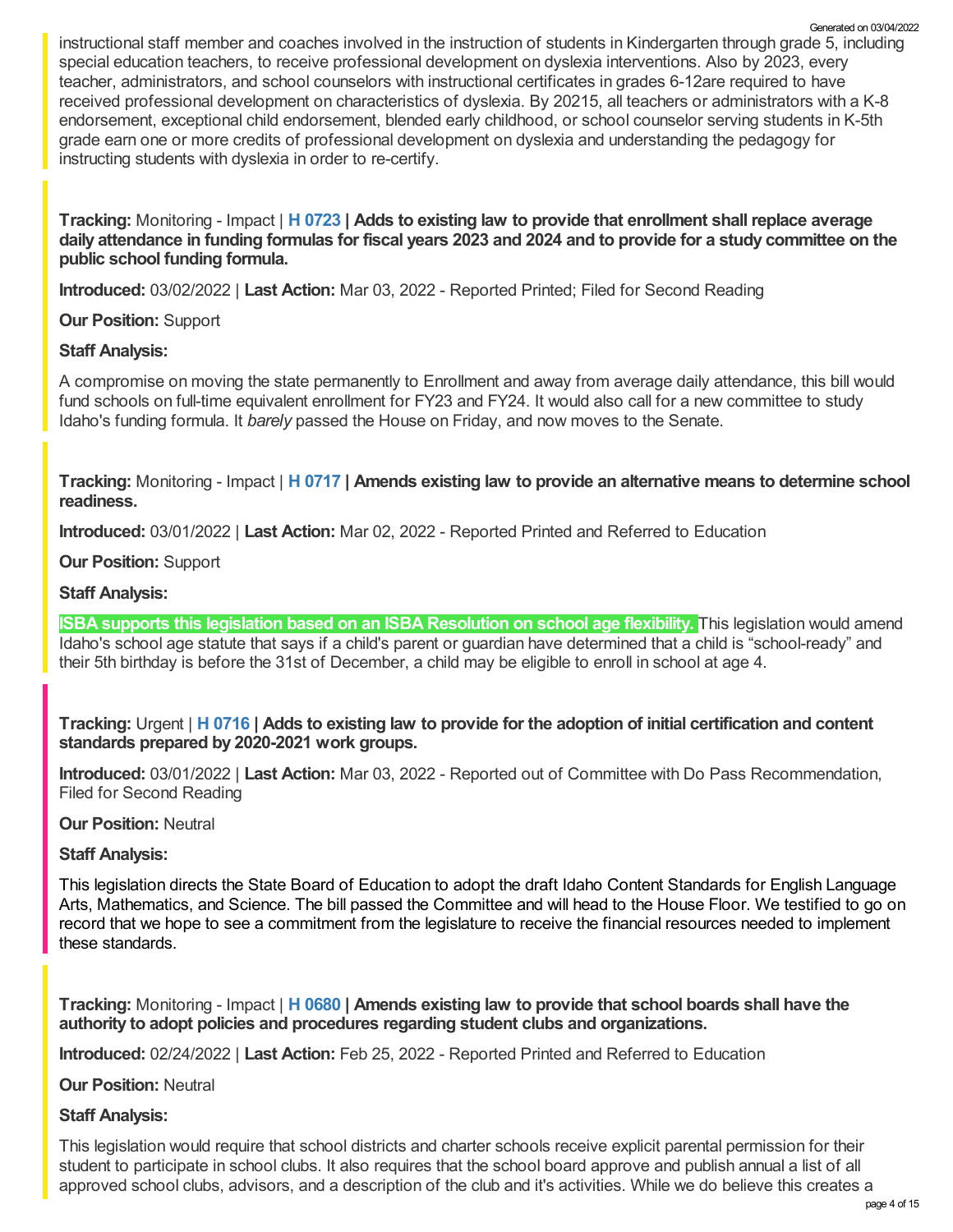instructional staff member and coaches involved in the instruction of students in Kindergarten through grade 5, including special education teachers, to receive professional development on dyslexia interventions. Also by 2023, every teacher, administrators, and school counselors with instructional certificates in grades 6-12are required to have received professional development on characteristics of dyslexia. By 20215, all teachers or administrators with a K-8 endorsement, exceptional child endorsement, blended early childhood, or school counselor serving students in K-5th grade earn one or more credits of professional development on dyslexia and understanding the pedagogy for instructing students with dyslexia in order to re-certify.

**Tracking:** Monitoring - Impact | **H 0723 | Adds to existing law to provide that enrollment shall replace average daily attendance in funding formulas for fiscal years 2023 and 2024 and to provide for a study committee on the public school funding formula.**

**Introduced:** 03/02/2022 | **Last Action:** Mar 03, 2022 - Reported Printed; Filed for Second Reading

**Our Position:** Support

**Staff Analysis:**

A compromise on moving the state permanently to Enrollment and away from average daily attendance, this bill would fund schools on full-time equivalent enrollment for FY23 and FY24. It would also call for a new committee to study Idaho's funding formula. It *barely* passed the House on Friday, and now moves to the Senate.

**Tracking:** Monitoring - Impact | **H 0717 | Amends existing law to provide an alternative means to determine school readiness.**

**Introduced:** 03/01/2022 | **Last Action:** Mar 02, 2022 - Reported Printed and Referred to Education

**Our Position:** Support

**Staff Analysis:**

**ISBA supports this legislation based on an ISBA Resolution on school age flexibility.** This legislation would amend Idaho's school age statute that says if a child's parent or guardian have determined that a child is "school-ready" and their 5th birthday is before the 31st of December, a child may be eligible to enroll in school at age 4.

**Tracking:** Urgent | **H 0716 | Adds to existing law to provide for the adoption of initial certification and content standards prepared by 2020-2021 work groups.**

**Introduced:** 03/01/2022 | **Last Action:** Mar 03, 2022 - Reported out of Committee with Do Pass Recommendation, Filed for Second Reading

**Our Position:** Neutral

**Staff Analysis:**

This legislation directs the State Board of Education to adopt the draft Idaho Content Standards for English Language Arts, Mathematics, and Science. The bill passed the Committee and will head to the House Floor. We testified to go on record that we hope to see a commitment from the legislature to receive the financial resources needed to implement these standards.

**Tracking:** Monitoring - Impact | **H 0680 | Amends existing law to provide that school boards shall have the authority to adopt policies and procedures regarding student clubs and organizations.**

**Introduced:** 02/24/2022 | **Last Action:** Feb 25, 2022 - Reported Printed and Referred to Education

**Our Position:** Neutral

**Staff Analysis:**

This legislation would require that school districts and charter schools receive explicit parental permission for their student to participate in school clubs. It also requires that the school board approve and publish annual a list of all approved school clubs, advisors, and a description of the club and it's activities. While we do believe this creates a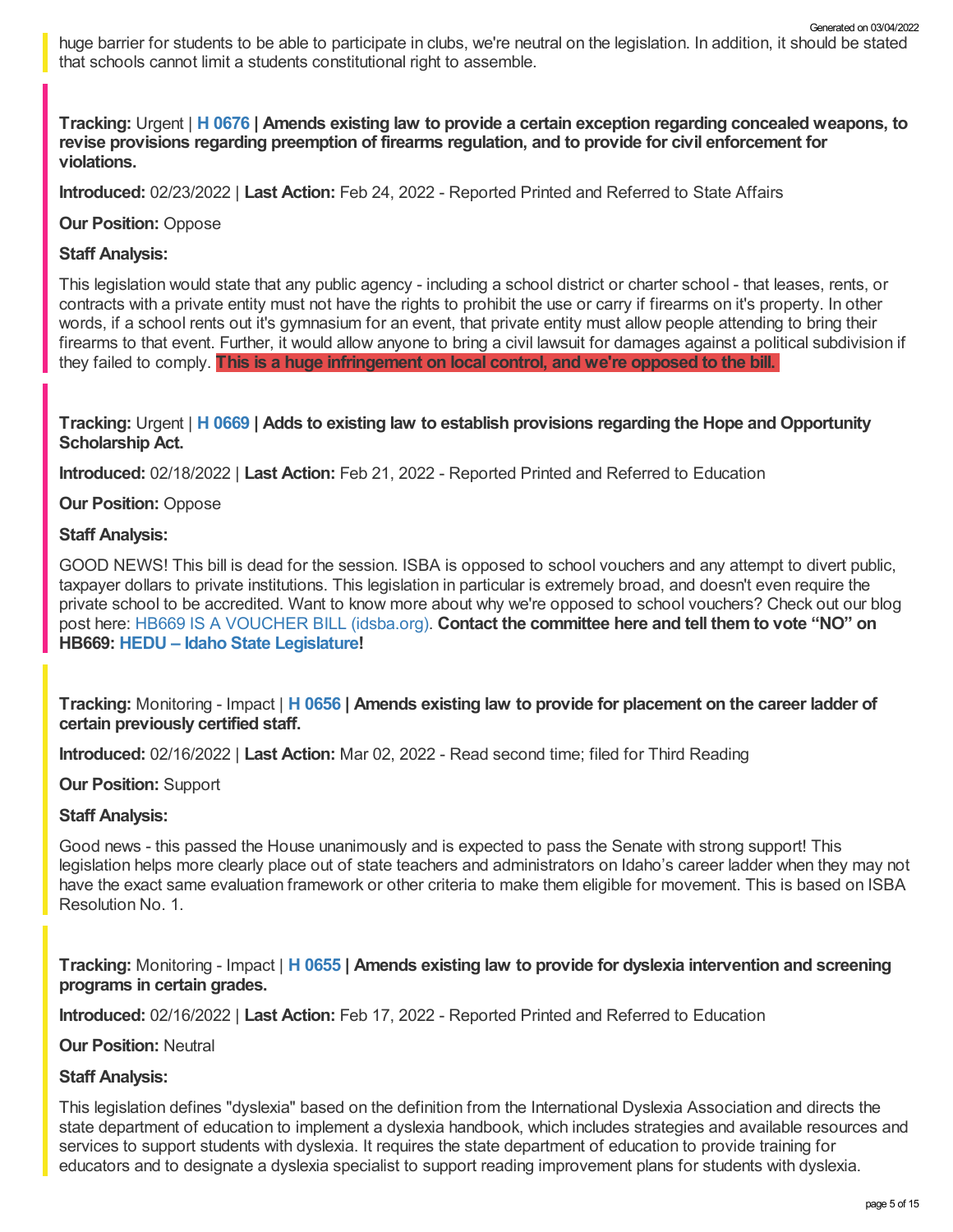huge barrier for students to be able to participate in clubs, we're neutral on the legislation. In addition, it should be stated that schools cannot limit a students constitutional right to assemble.

**Tracking:** Urgent | **H 0676** | **Amends existing law to provide a certain exception regarding concealed weapons, to revise provisions regarding preemption of firearms regulation, and to provide for civil enforcement for violations.**

**Introduced:** 02/23/2022 | **Last Action:** Feb 24, 2022 - Reported Printed and Referred to State Affairs

**Our Position:** Oppose

**Staff Analysis:**

This legislation would state that any public agency - including a school district or charter school - that leases, rents, or contracts with a private entity must not have the rights to prohibit the use or carry if firearms on it's property. In other words, if a school rents out it's gymnasium for an event, that private entity must allow people attending to bring their firearms to that event. Further, it would allow anyone to bring a civil lawsuit for damages against a political subdivision if they failed to comply. **This is a huge infringement on local control, and we're opposed to the bill.**

**Tracking:** Urgent | **H 0669** | **Adds to existing law to establish provisions regarding the Hope and Opportunity Scholarship Act.**

**Introduced:** 02/18/2022 | **Last Action:** Feb 21, 2022 - Reported Printed and Referred to Education

**Our Position:** Oppose

**Staff Analysis:**

GOOD NEWS! This bill is dead for the session. ISBA is opposed to school vouchers and any attempt to divert public, taxpayer dollars to private institutions. This legislation in particular is extremely broad, and doesn't even require the private school to be accredited. Want to know more about why we're opposed to school vouchers? Check out our blog post here: HB669 IS A VOUCHER BILL (idsba.org). **Contact the committee here and tell them to vote "NO" on HB669: HEDU – Idaho State Legislature!**

**Tracking:** Monitoring - Impact | **H 0656** | **Amends existing law to provide for placement on the career ladder of certain previously certified staff.**

**Introduced:** 02/16/2022 | **Last Action:** Mar 02, 2022 - Read second time; filed for Third Reading

**Our Position:** Support

**Staff Analysis:**

Good news - this passed the House unanimously and is expected to pass the Senate with strong support! This legislation helps more clearly place out of state teachers and administrators on Idaho's career ladder when they may not have the exact same evaluation framework or other criteria to make them eligible for movement. This is based on ISBA Resolution No. 1.

**Tracking:** Monitoring - Impact | **H 0655** | **Amends existing law to provide for dyslexia intervention and screening programs in certain grades.**

**Introduced:** 02/16/2022 | **Last Action:** Feb 17, 2022 - Reported Printed and Referred to Education

**Our Position:** Neutral

**Staff Analysis:**

This legislation defines "dyslexia" based on the definition from the International Dyslexia Association and directs the state department of education to implement a dyslexia handbook, which includes strategies and available resources and services to support students with dyslexia. It requires the state department of education to provide training for educators and to designate a dyslexia specialist to support reading improvement plans for students with dyslexia.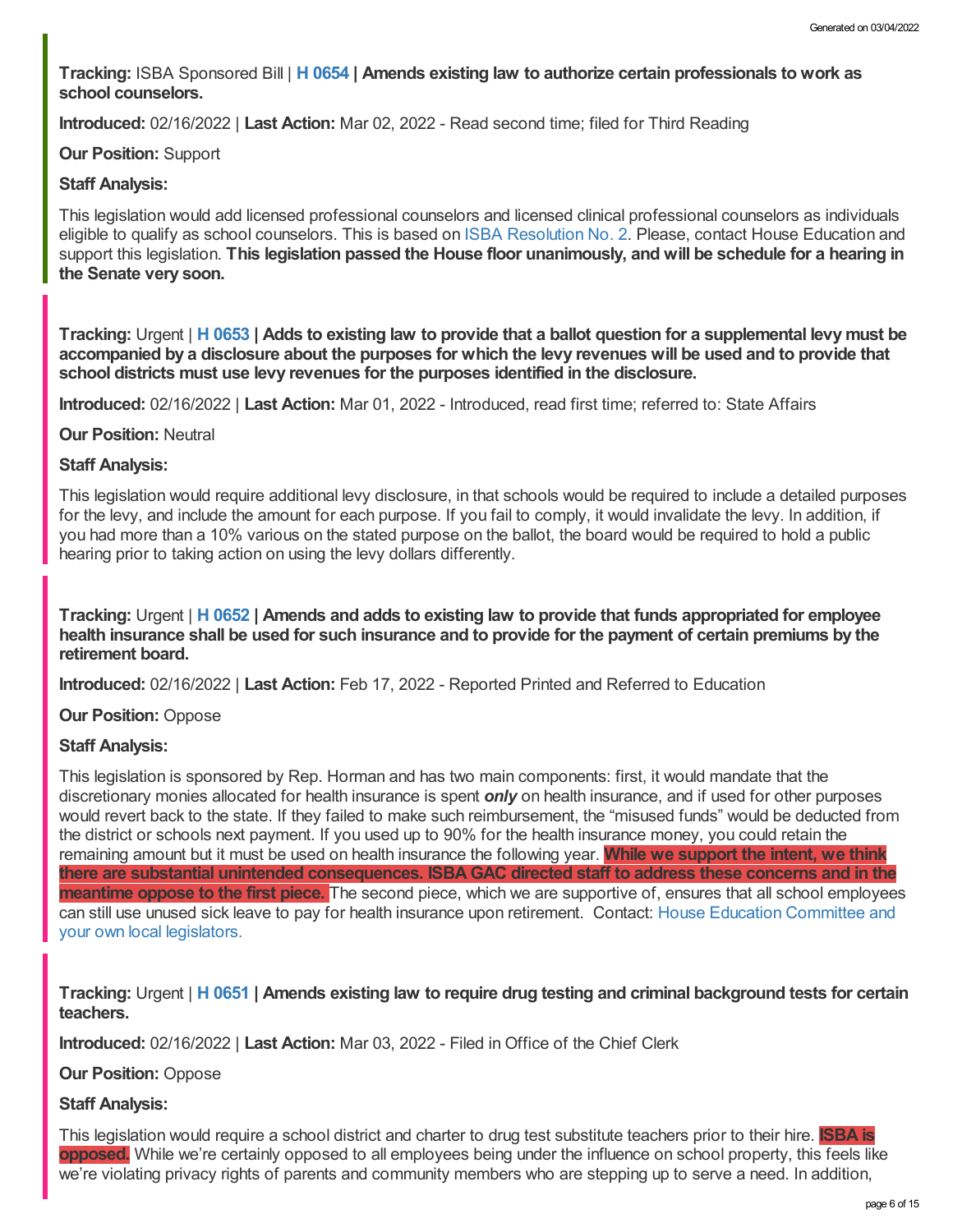**Tracking:** ISBA Sponsored Bill | **H 0654 | Amends existing law to authorize certain professionals to work as school counselors.**

**Introduced:** 02/16/2022 | **Last Action:** Mar 02, 2022 - Read second time; filed for Third Reading

**Our Position:** Support

**Staff Analysis:**

This legislation would add licensed professional counselors and licensed clinical professional counselors as individuals eligible to qualify as school counselors. This is based on ISBA Resolution No. 2. Please, contact House Education and support this legislation. **This legislation passed the House floor unanimously, and will be schedule for a hearing in the Senate very soon.**

---

**Tracking:** Urgent | **H 0653 | Adds to existing law to provide that a ballot question for a supplemental levy must be accompanied by a disclosure about the purposes for which the levy revenues will be used and to provide that school districts must use levy revenues for the purposes identified in the disclosure.**

**Introduced:** 02/16/2022 | **Last Action:** Mar 01, 2022 - Introduced, read first time; referred to: State Affairs

**Our Position:** Neutral

**Staff Analysis:**

This legislation would require additional levy disclosure, in that schools would be required to include a detailed purposes for the levy, and include the amount for each purpose. If you fail to comply, it would invalidate the levy. In addition, if you had more than a 10% various on the stated purpose on the ballot, the board would be required to hold a public hearing prior to taking action on using the levy dollars differently.

---

**Tracking:** Urgent | **H 0652 | Amends and adds to existing law to provide that funds appropriated for employee health insurance shall be used for such insurance and to provide for the payment of certain premiums by the retirement board.**

**Introduced:** 02/16/2022 | **Last Action:** Feb 17, 2022 - Reported Printed and Referred to Education

**Our Position:** Oppose

**Staff Analysis:**

This legislation is sponsored by Rep. Horman and has two main components: first, it would mandate that the discretionary monies allocated for health insurance is spent ***only*** on health insurance, and if used for other purposes would revert back to the state. If they failed to make such reimbursement, the "misused funds" would be deducted from the district or schools next payment. If you used up to 90% for the health insurance money, you could retain the remaining amount but it must be used on health insurance the following year. **While we support the intent, we think there are substantial unintended consequences. ISBA GAC directed staff to address these concerns and in the meantime oppose to the first piece.** The second piece, which we are supportive of, ensures that all school employees can still use unused sick leave to pay for health insurance upon retirement. Contact: House Education Committee and your own local legislators.

---

**Tracking:** Urgent | **H 0651 | Amends existing law to require drug testing and criminal background tests for certain teachers.**

**Introduced:** 02/16/2022 | **Last Action:** Mar 03, 2022 - Filed in Office of the Chief Clerk

**Our Position:** Oppose

**Staff Analysis:**

This legislation would require a school district and charter to drug test substitute teachers prior to their hire. **ISBA is opposed.** While we're certainly opposed to all employees being under the influence on school property, this feels like we're violating privacy rights of parents and community members who are stepping up to serve a need. In addition,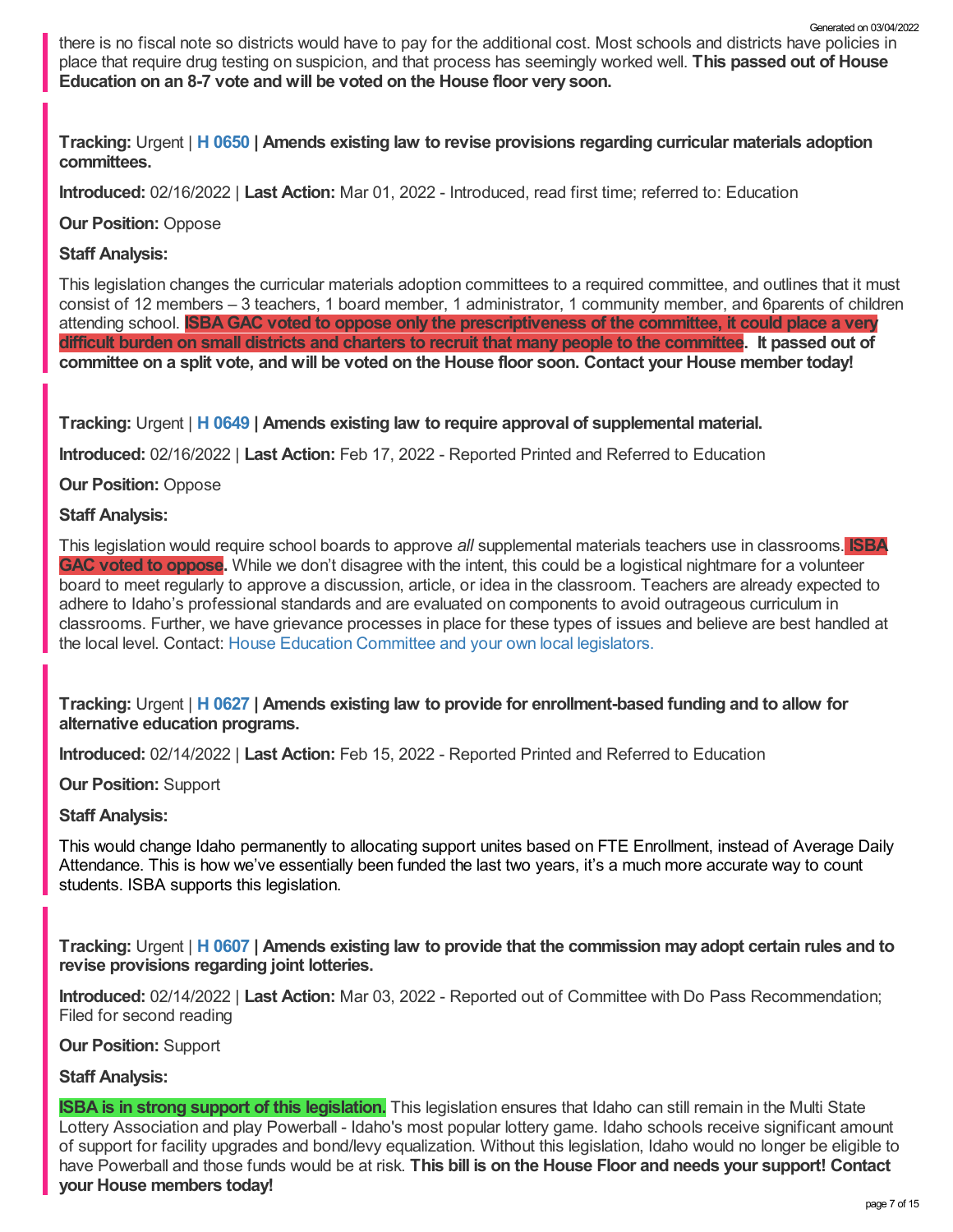there is no fiscal note so districts would have to pay for the additional cost. Most schools and districts have policies in place that require drug testing on suspicion, and that process has seemingly worked well. **This passed out of House Education on an 8-7 vote and will be voted on the House floor very soon.**

**Tracking:** Urgent | **H 0650 | Amends existing law to revise provisions regarding curricular materials adoption committees.**

**Introduced:** 02/16/2022 | **Last Action:** Mar 01, 2022 - Introduced, read first time; referred to: Education

**Our Position:** Oppose

**Staff Analysis:**

This legislation changes the curricular materials adoption committees to a required committee, and outlines that it must consist of 12 members – 3 teachers, 1 board member, 1 administrator, 1 community member, and 6parents of children attending school. **ISBA GAC voted to oppose only the prescriptiveness of the committee, it could place a very difficult burden on small districts and charters to recruit that many people to the committee. It passed out of committee on a split vote, and will be voted on the House floor soon. Contact your House member today!**

**Tracking:** Urgent | **H 0649 | Amends existing law to require approval of supplemental material.**

**Introduced:** 02/16/2022 | **Last Action:** Feb 17, 2022 - Reported Printed and Referred to Education

**Our Position:** Oppose

**Staff Analysis:**

This legislation would require school boards to approve *all* supplemental materials teachers use in classrooms. **ISBA GAC voted to oppose.** While we don't disagree with the intent, this could be a logistical nightmare for a volunteer board to meet regularly to approve a discussion, article, or idea in the classroom. Teachers are already expected to adhere to Idaho's professional standards and are evaluated on components to avoid outrageous curriculum in classrooms. Further, we have grievance processes in place for these types of issues and believe are best handled at the local level. Contact: House Education Committee and your own local legislators.

**Tracking:** Urgent | **H 0627 | Amends existing law to provide for enrollment-based funding and to allow for alternative education programs.**

**Introduced:** 02/14/2022 | **Last Action:** Feb 15, 2022 - Reported Printed and Referred to Education

**Our Position:** Support

**Staff Analysis:**

This would change Idaho permanently to allocating support unites based on FTE Enrollment, instead of Average Daily Attendance. This is how we've essentially been funded the last two years, it's a much more accurate way to count students. ISBA supports this legislation.

**Tracking:** Urgent | **H 0607 | Amends existing law to provide that the commission may adopt certain rules and to revise provisions regarding joint lotteries.**

**Introduced:** 02/14/2022 | **Last Action:** Mar 03, 2022 - Reported out of Committee with Do Pass Recommendation; Filed for second reading

**Our Position:** Support

**Staff Analysis:**

**ISBA is in strong support of this legislation.** This legislation ensures that Idaho can still remain in the Multi State Lottery Association and play Powerball - Idaho's most popular lottery game. Idaho schools receive significant amount of support for facility upgrades and bond/levy equalization. Without this legislation, Idaho would no longer be eligible to have Powerball and those funds would be at risk. **This bill is on the House Floor and needs your support! Contact your House members today!**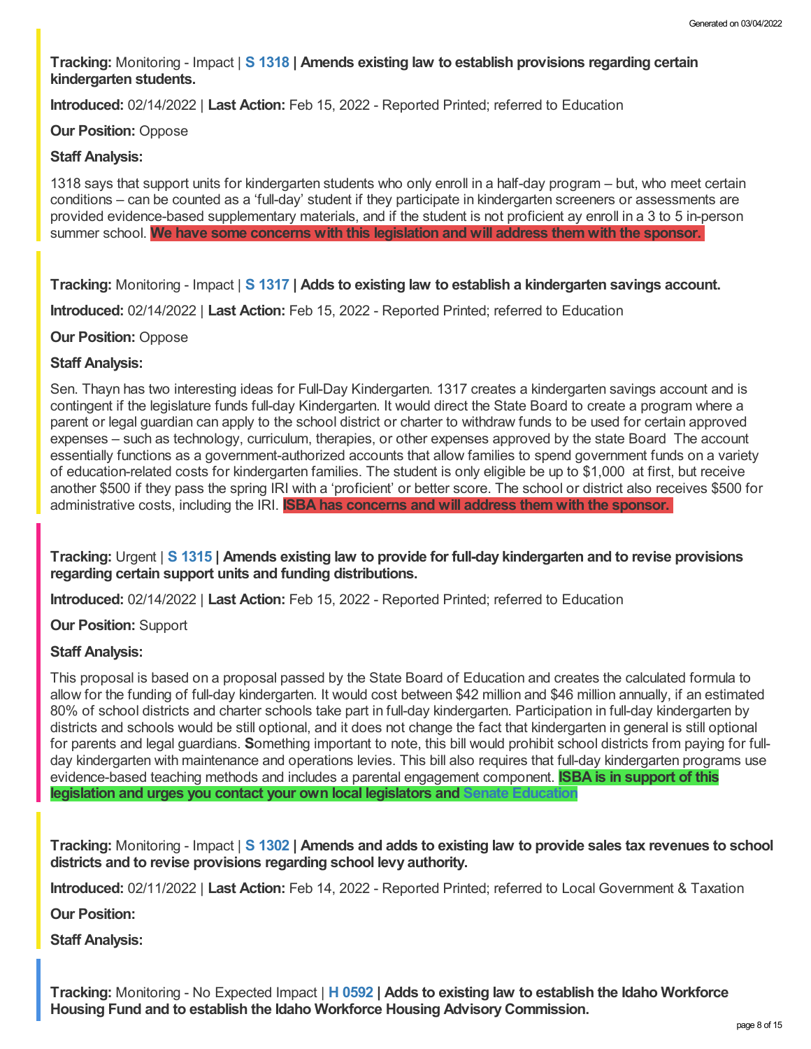**Tracking:** Monitoring - Impact | **S 1318 | Amends existing law to establish provisions regarding certain kindergarten students.**

**Introduced:** 02/14/2022 | **Last Action:** Feb 15, 2022 - Reported Printed; referred to Education

**Our Position:** Oppose

**Staff Analysis:**

1318 says that support units for kindergarten students who only enroll in a half-day program – but, who meet certain conditions – can be counted as a 'full-day' student if they participate in kindergarten screeners or assessments are provided evidence-based supplementary materials, and if the student is not proficient ay enroll in a 3 to 5 in-person summer school. **We have some concerns with this legislation and will address them with the sponsor.**

**Tracking:** Monitoring - Impact | **S 1317 | Adds to existing law to establish a kindergarten savings account.**

**Introduced:** 02/14/2022 | **Last Action:** Feb 15, 2022 - Reported Printed; referred to Education

**Our Position:** Oppose

**Staff Analysis:**

Sen. Thayn has two interesting ideas for Full-Day Kindergarten. 1317 creates a kindergarten savings account and is contingent if the legislature funds full-day Kindergarten. It would direct the State Board to create a program where a parent or legal guardian can apply to the school district or charter to withdraw funds to be used for certain approved expenses – such as technology, curriculum, therapies, or other expenses approved by the state Board The account essentially functions as a government-authorized accounts that allow families to spend government funds on a variety of education-related costs for kindergarten families. The student is only eligible be up to $1,000 at first, but receive another $500 if they pass the spring IRI with a 'proficient' or better score. The school or district also receives $500 for administrative costs, including the IRI. **ISBA has concerns and will address them with the sponsor.**

**Tracking:** Urgent | **S 1315 | Amends existing law to provide for full-day kindergarten and to revise provisions regarding certain support units and funding distributions.**

**Introduced:** 02/14/2022 | **Last Action:** Feb 15, 2022 - Reported Printed; referred to Education

**Our Position:** Support

**Staff Analysis:**

This proposal is based on a proposal passed by the State Board of Education and creates the calculated formula to allow for the funding of full-day kindergarten. It would cost between $42 million and $46 million annually, if an estimated 80% of school districts and charter schools take part in full-day kindergarten. Participation in full-day kindergarten by districts and schools would be still optional, and it does not change the fact that kindergarten in general is still optional for parents and legal guardians. **S**omething important to note, this bill would prohibit school districts from paying for full-day kindergarten with maintenance and operations levies. This bill also requires that full-day kindergarten programs use evidence-based teaching methods and includes a parental engagement component. **ISBA is in support of this legislation and urges you contact your own local legislators and Senate Education**

**Tracking:** Monitoring - Impact | **S 1302 | Amends and adds to existing law to provide sales tax revenues to school districts and to revise provisions regarding school levy authority.**

**Introduced:** 02/11/2022 | **Last Action:** Feb 14, 2022 - Reported Printed; referred to Local Government & Taxation

**Our Position:**

**Staff Analysis:**

**Tracking:** Monitoring - No Expected Impact | **H 0592 | Adds to existing law to establish the Idaho Workforce Housing Fund and to establish the Idaho Workforce Housing Advisory Commission.**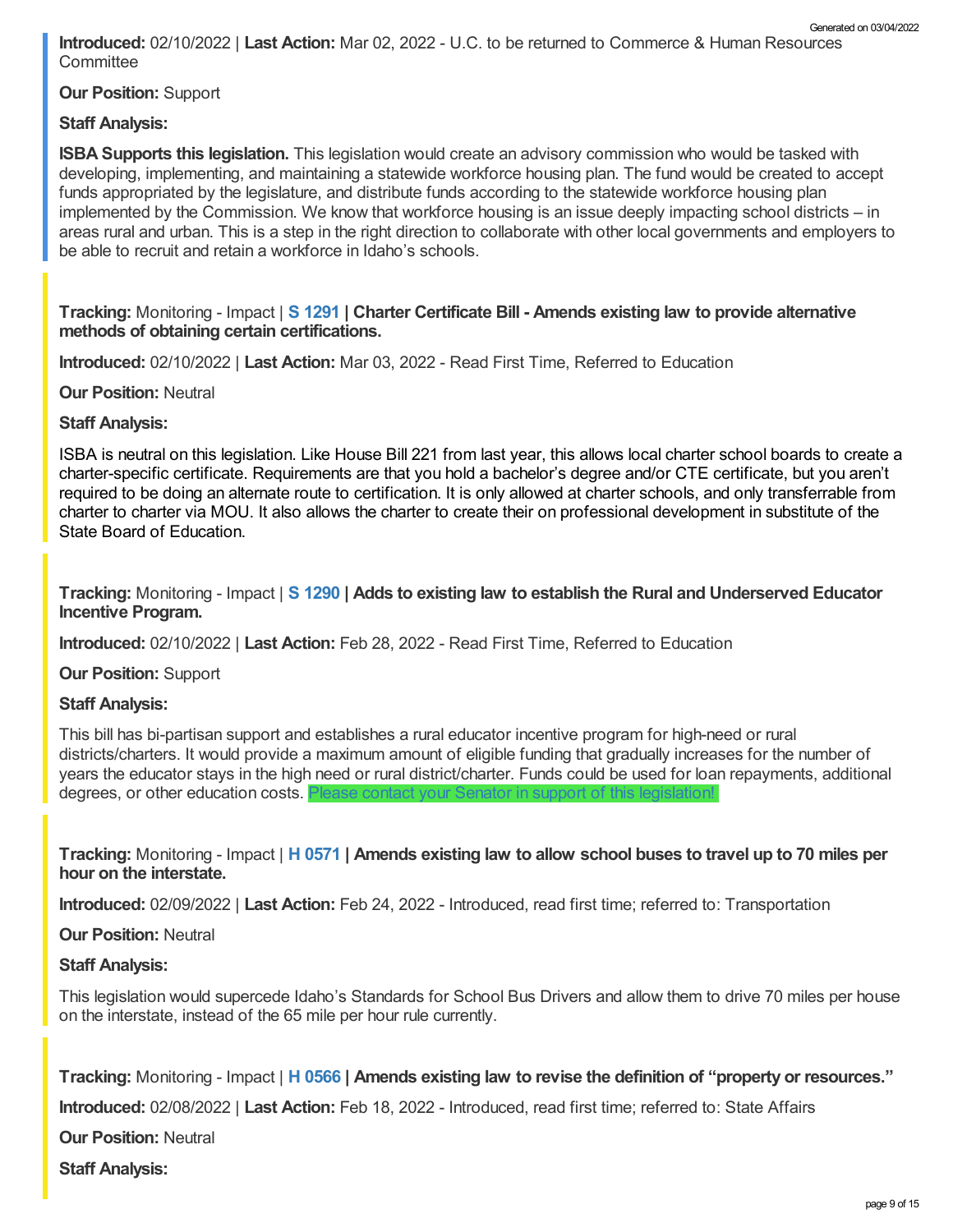**Introduced:** 02/10/2022 | **Last Action:** Mar 02, 2022 - U.C. to be returned to Commerce & Human Resources Committee

**Our Position:** Support

**Staff Analysis:**

**ISBA Supports this legislation.** This legislation would create an advisory commission who would be tasked with developing, implementing, and maintaining a statewide workforce housing plan. The fund would be created to accept funds appropriated by the legislature, and distribute funds according to the statewide workforce housing plan implemented by the Commission. We know that workforce housing is an issue deeply impacting school districts – in areas rural and urban. This is a step in the right direction to collaborate with other local governments and employers to be able to recruit and retain a workforce in Idaho's schools.

**Tracking:** Monitoring - Impact | **S 1291 | Charter Certificate Bill - Amends existing law to provide alternative methods of obtaining certain certifications.**

**Introduced:** 02/10/2022 | **Last Action:** Mar 03, 2022 - Read First Time, Referred to Education

**Our Position:** Neutral

**Staff Analysis:**

ISBA is neutral on this legislation. Like House Bill 221 from last year, this allows local charter school boards to create a charter-specific certificate. Requirements are that you hold a bachelor's degree and/or CTE certificate, but you aren't required to be doing an alternate route to certification. It is only allowed at charter schools, and only transferrable from charter to charter via MOU. It also allows the charter to create their on professional development in substitute of the State Board of Education.

**Tracking:** Monitoring - Impact | **S 1290 | Adds to existing law to establish the Rural and Underserved Educator Incentive Program.**

**Introduced:** 02/10/2022 | **Last Action:** Feb 28, 2022 - Read First Time, Referred to Education

**Our Position:** Support

**Staff Analysis:**

This bill has bi-partisan support and establishes a rural educator incentive program for high-need or rural districts/charters. It would provide a maximum amount of eligible funding that gradually increases for the number of years the educator stays in the high need or rural district/charter. Funds could be used for loan repayments, additional degrees, or other education costs. Please contact your Senator in support of this legislation!

**Tracking:** Monitoring - Impact | **H 0571 | Amends existing law to allow school buses to travel up to 70 miles per hour on the interstate.**

**Introduced:** 02/09/2022 | **Last Action:** Feb 24, 2022 - Introduced, read first time; referred to: Transportation

**Our Position:** Neutral

**Staff Analysis:**

This legislation would supercede Idaho's Standards for School Bus Drivers and allow them to drive 70 miles per house on the interstate, instead of the 65 mile per hour rule currently.

**Tracking:** Monitoring - Impact | **H 0566 | Amends existing law to revise the definition of "property or resources."**

**Introduced:** 02/08/2022 | **Last Action:** Feb 18, 2022 - Introduced, read first time; referred to: State Affairs

**Our Position:** Neutral

**Staff Analysis:**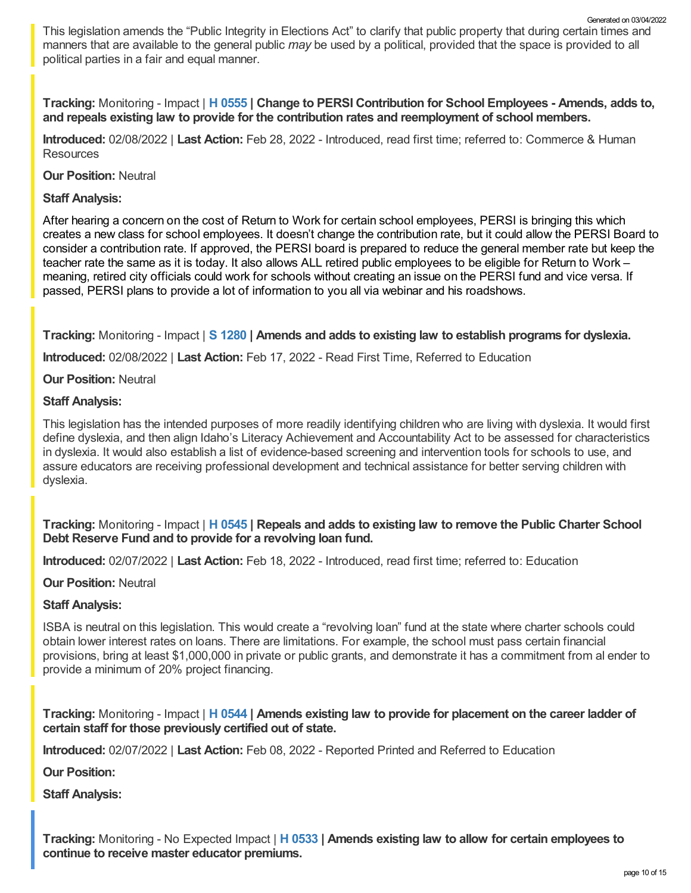This legislation amends the "Public Integrity in Elections Act" to clarify that public property that during certain times and manners that are available to the general public *may* be used by a political, provided that the space is provided to all political parties in a fair and equal manner.

**Tracking:** Monitoring - Impact | **H 0555 | Change to PERSI Contribution for School Employees - Amends, adds to, and repeals existing law to provide for the contribution rates and reemployment of school members.**

**Introduced:** 02/08/2022 | **Last Action:** Feb 28, 2022 - Introduced, read first time; referred to: Commerce & Human Resources

**Our Position:** Neutral

**Staff Analysis:**

After hearing a concern on the cost of Return to Work for certain school employees, PERSI is bringing this which creates a new class for school employees. It doesn't change the contribution rate, but it could allow the PERSI Board to consider a contribution rate. If approved, the PERSI board is prepared to reduce the general member rate but keep the teacher rate the same as it is today. It also allows ALL retired public employees to be eligible for Return to Work – meaning, retired city officials could work for schools without creating an issue on the PERSI fund and vice versa. If passed, PERSI plans to provide a lot of information to you all via webinar and his roadshows.

**Tracking:** Monitoring - Impact | **S 1280 | Amends and adds to existing law to establish programs for dyslexia.**

**Introduced:** 02/08/2022 | **Last Action:** Feb 17, 2022 - Read First Time, Referred to Education

**Our Position:** Neutral

**Staff Analysis:**

This legislation has the intended purposes of more readily identifying children who are living with dyslexia. It would first define dyslexia, and then align Idaho's Literacy Achievement and Accountability Act to be assessed for characteristics in dyslexia. It would also establish a list of evidence-based screening and intervention tools for schools to use, and assure educators are receiving professional development and technical assistance for better serving children with dyslexia.

**Tracking:** Monitoring - Impact | **H 0545 | Repeals and adds to existing law to remove the Public Charter School Debt Reserve Fund and to provide for a revolving loan fund.**

**Introduced:** 02/07/2022 | **Last Action:** Feb 18, 2022 - Introduced, read first time; referred to: Education

**Our Position:** Neutral

**Staff Analysis:**

ISBA is neutral on this legislation. This would create a "revolving loan" fund at the state where charter schools could obtain lower interest rates on loans. There are limitations. For example, the school must pass certain financial provisions, bring at least $1,000,000 in private or public grants, and demonstrate it has a commitment from al ender to provide a minimum of 20% project financing.

**Tracking:** Monitoring - Impact | **H 0544 | Amends existing law to provide for placement on the career ladder of certain staff for those previously certified out of state.**

**Introduced:** 02/07/2022 | **Last Action:** Feb 08, 2022 - Reported Printed and Referred to Education

**Our Position:**

**Staff Analysis:**

**Tracking:** Monitoring - No Expected Impact | **H 0533 | Amends existing law to allow for certain employees to continue to receive master educator premiums.**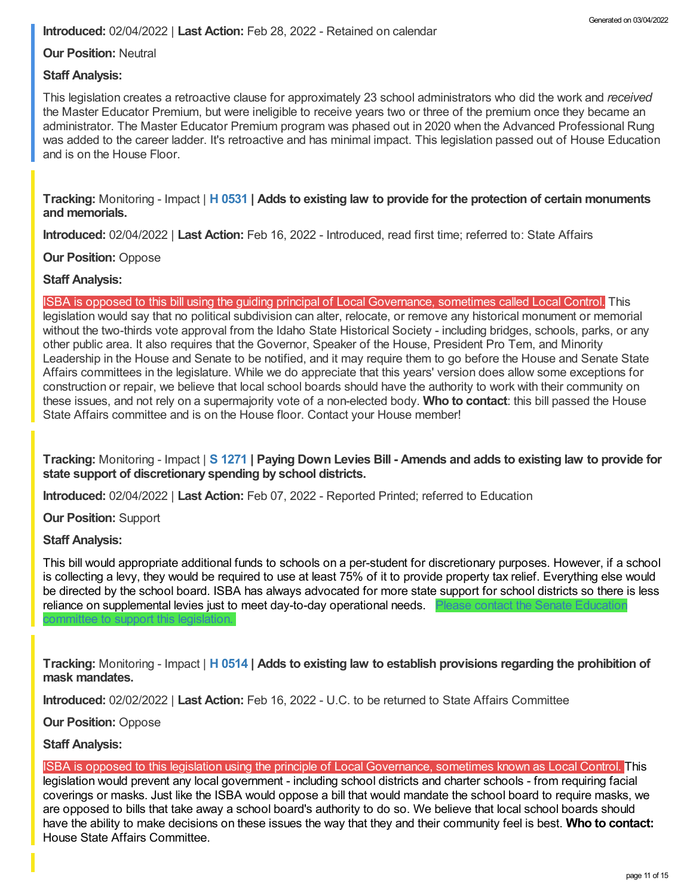**Introduced:** 02/04/2022 | **Last Action:** Feb 28, 2022 - Retained on calendar

**Our Position:** Neutral

**Staff Analysis:**

This legislation creates a retroactive clause for approximately 23 school administrators who did the work and *received* the Master Educator Premium, but were ineligible to receive years two or three of the premium once they became an administrator. The Master Educator Premium program was phased out in 2020 when the Advanced Professional Rung was added to the career ladder. It's retroactive and has minimal impact. This legislation passed out of House Education and is on the House Floor.

**Tracking:** Monitoring - Impact | **H 0531 | Adds to existing law to provide for the protection of certain monuments and memorials.**

**Introduced:** 02/04/2022 | **Last Action:** Feb 16, 2022 - Introduced, read first time; referred to: State Affairs

**Our Position:** Oppose

**Staff Analysis:**

ISBA is opposed to this bill using the guiding principal of Local Governance, sometimes called Local Control. This legislation would say that no political subdivision can alter, relocate, or remove any historical monument or memorial without the two-thirds vote approval from the Idaho State Historical Society - including bridges, schools, parks, or any other public area. It also requires that the Governor, Speaker of the House, President Pro Tem, and Minority Leadership in the House and Senate to be notified, and it may require them to go before the House and Senate State Affairs committees in the legislature. While we do appreciate that this years' version does allow some exceptions for construction or repair, we believe that local school boards should have the authority to work with their community on these issues, and not rely on a supermajority vote of a non-elected body. **Who to contact**: this bill passed the House State Affairs committee and is on the House floor. Contact your House member!

**Tracking:** Monitoring - Impact | **S 1271 | Paying Down Levies Bill - Amends and adds to existing law to provide for state support of discretionary spending by school districts.**

**Introduced:** 02/04/2022 | **Last Action:** Feb 07, 2022 - Reported Printed; referred to Education

**Our Position:** Support

**Staff Analysis:**

This bill would appropriate additional funds to schools on a per-student for discretionary purposes. However, if a school is collecting a levy, they would be required to use at least 75% of it to provide property tax relief. Everything else would be directed by the school board. ISBA has always advocated for more state support for school districts so there is less reliance on supplemental levies just to meet day-to-day operational needs. Please contact the Senate Education committee to support this legislation.

**Tracking:** Monitoring - Impact | **H 0514 | Adds to existing law to establish provisions regarding the prohibition of mask mandates.**

**Introduced:** 02/02/2022 | **Last Action:** Feb 16, 2022 - U.C. to be returned to State Affairs Committee

**Our Position:** Oppose

**Staff Analysis:**

ISBA is opposed to this legislation using the principle of Local Governance, sometimes known as Local Control. This legislation would prevent any local government - including school districts and charter schools - from requiring facial coverings or masks. Just like the ISBA would oppose a bill that would mandate the school board to require masks, we are opposed to bills that take away a school board's authority to do so. We believe that local school boards should have the ability to make decisions on these issues the way that they and their community feel is best. **Who to contact:** House State Affairs Committee.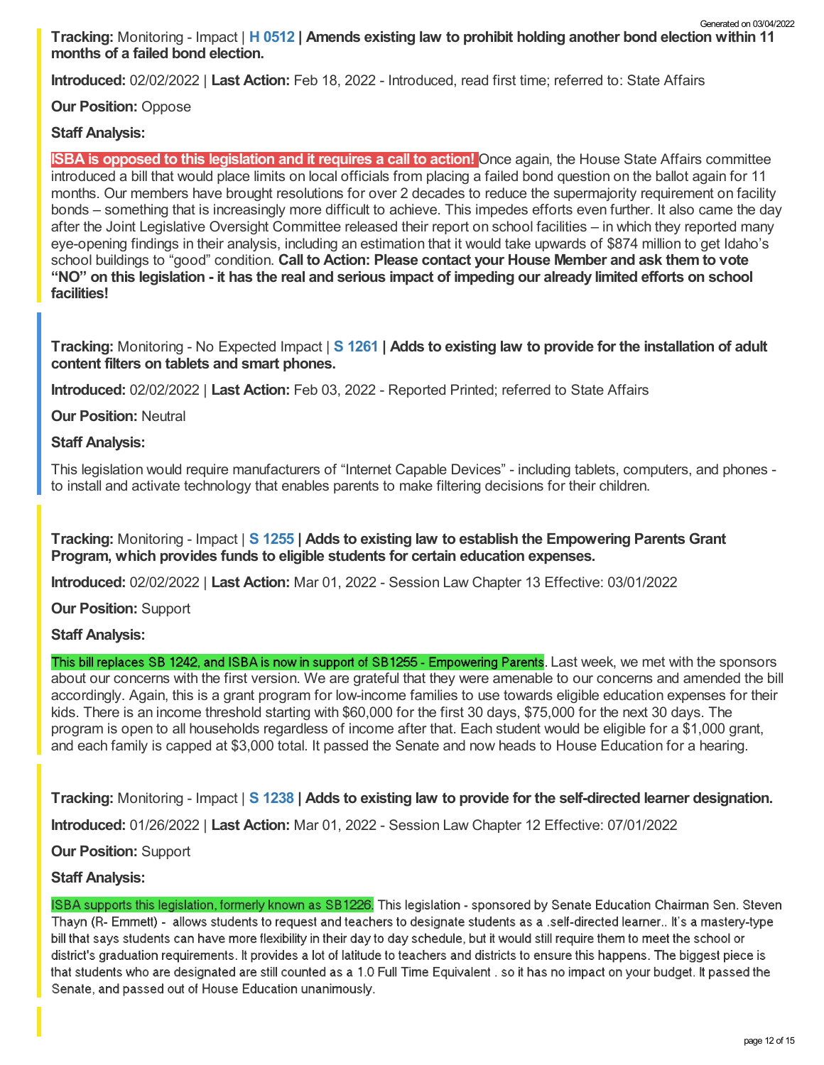**Tracking:** Monitoring - Impact | **H 0512 | Amends existing law to prohibit holding another bond election within 11 months of a failed bond election.**

**Introduced:** 02/02/2022 | **Last Action:** Feb 18, 2022 - Introduced, read first time; referred to: State Affairs

**Our Position:** Oppose

**Staff Analysis:**

**ISBA is opposed to this legislation and it requires a call to action!** Once again, the House State Affairs committee introduced a bill that would place limits on local officials from placing a failed bond question on the ballot again for 11 months. Our members have brought resolutions for over 2 decades to reduce the supermajority requirement on facility bonds – something that is increasingly more difficult to achieve. This impedes efforts even further. It also came the day after the Joint Legislative Oversight Committee released their report on school facilities – in which they reported many eye-opening findings in their analysis, including an estimation that it would take upwards of $874 million to get Idaho's school buildings to "good" condition. **Call to Action: Please contact your House Member and ask them to vote "NO" on this legislation - it has the real and serious impact of impeding our already limited efforts on school facilities!**

**Tracking:** Monitoring - No Expected Impact | **S 1261 | Adds to existing law to provide for the installation of adult content filters on tablets and smart phones.**

**Introduced:** 02/02/2022 | **Last Action:** Feb 03, 2022 - Reported Printed; referred to State Affairs

**Our Position:** Neutral

**Staff Analysis:**

This legislation would require manufacturers of "Internet Capable Devices" - including tablets, computers, and phones - to install and activate technology that enables parents to make filtering decisions for their children.

**Tracking:** Monitoring - Impact | **S 1255 | Adds to existing law to establish the Empowering Parents Grant Program, which provides funds to eligible students for certain education expenses.**

**Introduced:** 02/02/2022 | **Last Action:** Mar 01, 2022 - Session Law Chapter 13 Effective: 03/01/2022

**Our Position:** Support

**Staff Analysis:**

This bill replaces SB 1242, and ISBA is now in support of SB1255 - Empowering Parents. Last week, we met with the sponsors about our concerns with the first version. We are grateful that they were amenable to our concerns and amended the bill accordingly. Again, this is a grant program for low-income families to use towards eligible education expenses for their kids. There is an income threshold starting with $60,000 for the first 30 days, $75,000 for the next 30 days. The program is open to all households regardless of income after that. Each student would be eligible for a $1,000 grant, and each family is capped at $3,000 total. It passed the Senate and now heads to House Education for a hearing.

**Tracking:** Monitoring - Impact | **S 1238 | Adds to existing law to provide for the self-directed learner designation.**

**Introduced:** 01/26/2022 | **Last Action:** Mar 01, 2022 - Session Law Chapter 12 Effective: 07/01/2022

**Our Position:** Support

**Staff Analysis:**

ISBA supports this legislation, formerly known as SB1226. This legislation - sponsored by Senate Education Chairman Sen. Steven Thayn (R- Emmett) - allows students to request and teachers to designate students as a .self-directed learner.. It's a mastery-type bill that says students can have more flexibility in their day to day schedule, but it would still require them to meet the school or district's graduation requirements. It provides a lot of latitude to teachers and districts to ensure this happens. The biggest piece is that students who are designated are still counted as a 1.0 Full Time Equivalent . so it has no impact on your budget. It passed the Senate, and passed out of House Education unanimously.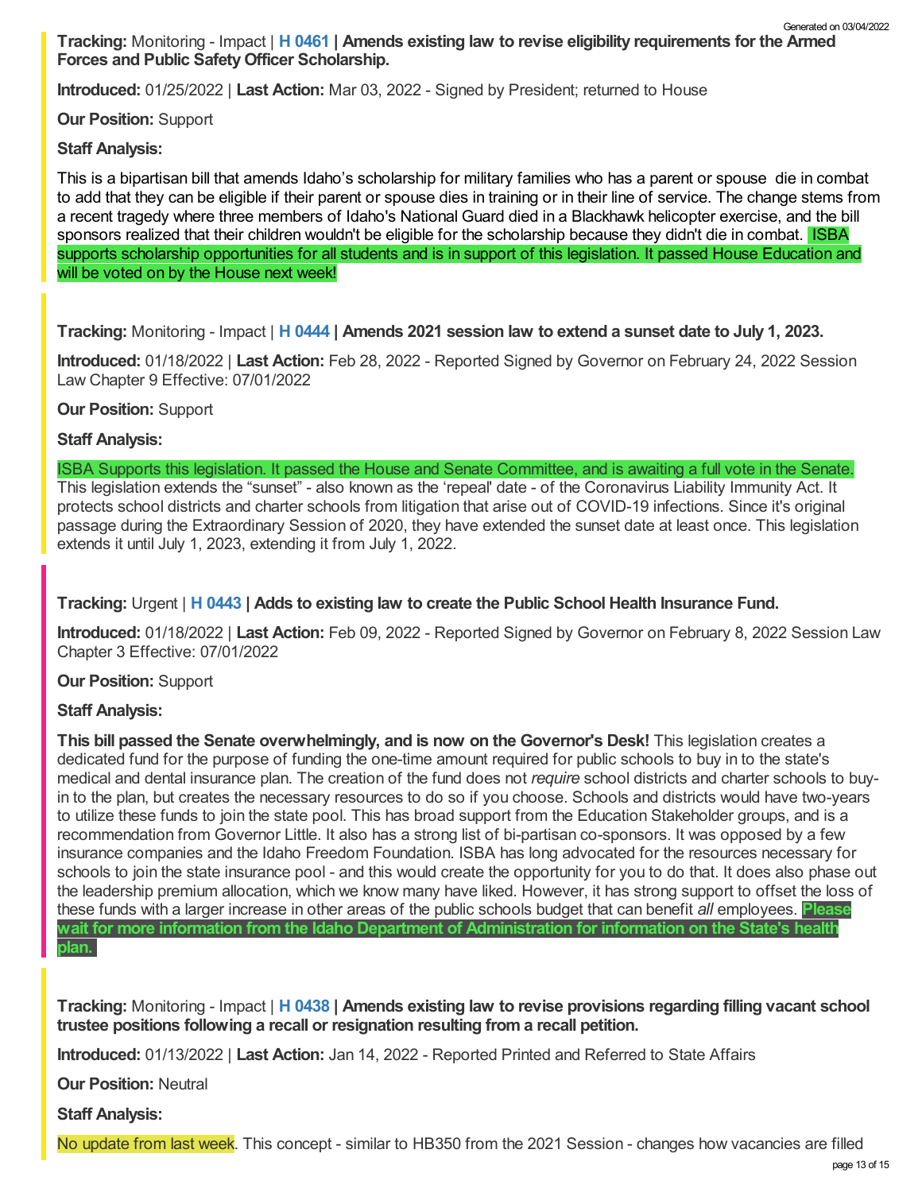**Tracking:** Monitoring - Impact | **H 0461 | Amends existing law to revise eligibility requirements for the Armed Forces and Public Safety Officer Scholarship.**

**Introduced:** 01/25/2022 | **Last Action:** Mar 03, 2022 - Signed by President; returned to House

**Our Position:** Support

**Staff Analysis:**

This is a bipartisan bill that amends Idaho's scholarship for military families who has a parent or spouse die in combat to add that they can be eligible if their parent or spouse dies in training or in their line of service. The change stems from a recent tragedy where three members of Idaho's National Guard died in a Blackhawk helicopter exercise, and the bill sponsors realized that their children wouldn't be eligible for the scholarship because they didn't die in combat. ISBA supports scholarship opportunities for all students and is in support of this legislation. It passed House Education and will be voted on by the House next week!

**Tracking:** Monitoring - Impact | **H 0444 | Amends 2021 session law to extend a sunset date to July 1, 2023.**

**Introduced:** 01/18/2022 | **Last Action:** Feb 28, 2022 - Reported Signed by Governor on February 24, 2022 Session Law Chapter 9 Effective: 07/01/2022

**Our Position:** Support

**Staff Analysis:**

ISBA Supports this legislation. It passed the House and Senate Committee, and is awaiting a full vote in the Senate. This legislation extends the "sunset" - also known as the 'repeal' date - of the Coronavirus Liability Immunity Act. It protects school districts and charter schools from litigation that arise out of COVID-19 infections. Since it's original passage during the Extraordinary Session of 2020, they have extended the sunset date at least once. This legislation extends it until July 1, 2023, extending it from July 1, 2022.

**Tracking:** Urgent | **H 0443 | Adds to existing law to create the Public School Health Insurance Fund.**

**Introduced:** 01/18/2022 | **Last Action:** Feb 09, 2022 - Reported Signed by Governor on February 8, 2022 Session Law Chapter 3 Effective: 07/01/2022

**Our Position:** Support

**Staff Analysis:**

**This bill passed the Senate overwhelmingly, and is now on the Governor's Desk!** This legislation creates a dedicated fund for the purpose of funding the one-time amount required for public schools to buy in to the state's medical and dental insurance plan. The creation of the fund does not *require* school districts and charter schools to buy-in to the plan, but creates the necessary resources to do so if you choose. Schools and districts would have two-years to utilize these funds to join the state pool. This has broad support from the Education Stakeholder groups, and is a recommendation from Governor Little. It also has a strong list of bi-partisan co-sponsors. It was opposed by a few insurance companies and the Idaho Freedom Foundation. ISBA has long advocated for the resources necessary for schools to join the state insurance pool - and this would create the opportunity for you to do that. It does also phase out the leadership premium allocation, which we know many have liked. However, it has strong support to offset the loss of these funds with a larger increase in other areas of the public schools budget that can benefit *all* employees. **Please wait for more information from the Idaho Department of Administration for information on the State's health plan.**

**Tracking:** Monitoring - Impact | **H 0438 | Amends existing law to revise provisions regarding filling vacant school trustee positions following a recall or resignation resulting from a recall petition.**

**Introduced:** 01/13/2022 | **Last Action:** Jan 14, 2022 - Reported Printed and Referred to State Affairs

**Our Position:** Neutral

**Staff Analysis:**

No update from last week. This concept - similar to HB350 from the 2021 Session - changes how vacancies are filled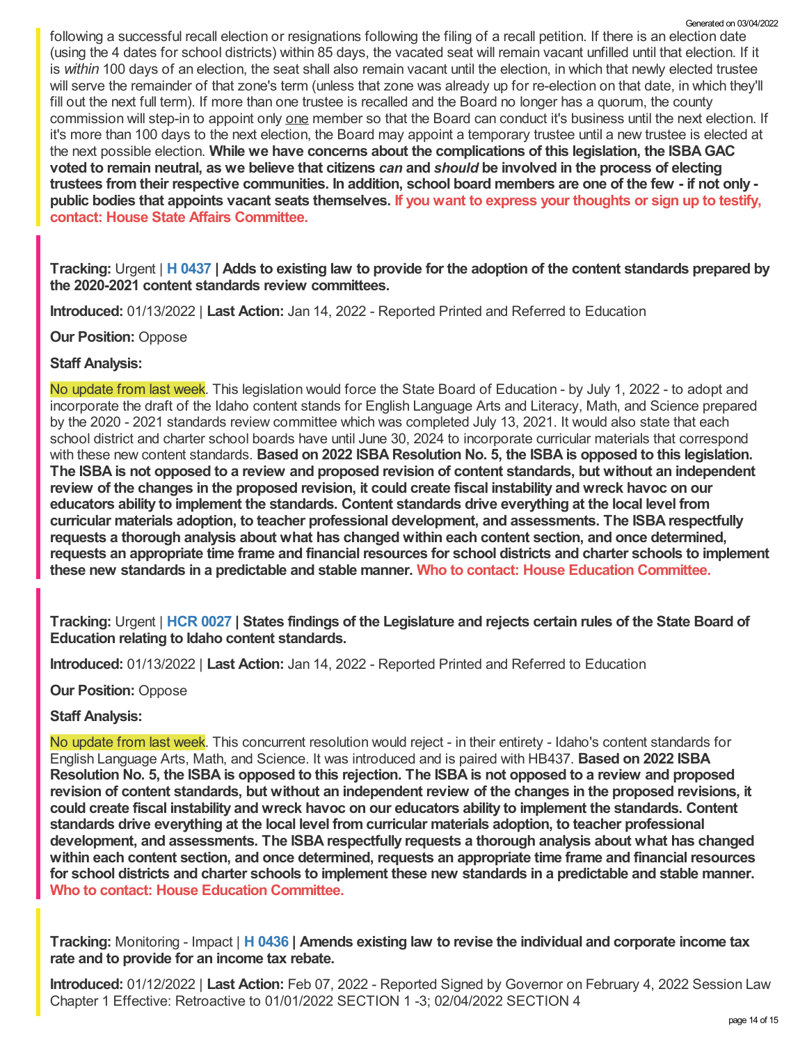following a successful recall election or resignations following the filing of a recall petition. If there is an election date (using the 4 dates for school districts) within 85 days, the vacated seat will remain vacant unfilled until that election. If it is *within* 100 days of an election, the seat shall also remain vacant until the election, in which that newly elected trustee will serve the remainder of that zone's term (unless that zone was already up for re-election on that date, in which they'll fill out the next full term). If more than one trustee is recalled and the Board no longer has a quorum, the county commission will step-in to appoint only one member so that the Board can conduct it's business until the next election. If it's more than 100 days to the next election, the Board may appoint a temporary trustee until a new trustee is elected at the next possible election. **While we have concerns about the complications of this legislation, the ISBA GAC voted to remain neutral, as we believe that citizens *can* and *should* be involved in the process of electing trustees from their respective communities. In addition, school board members are one of the few - if not only - public bodies that appoints vacant seats themselves. If you want to express your thoughts or sign up to testify, contact: House State Affairs Committee.**

**Tracking:** Urgent | **H 0437 | Adds to existing law to provide for the adoption of the content standards prepared by the 2020-2021 content standards review committees.**

**Introduced:** 01/13/2022 | **Last Action:** Jan 14, 2022 - Reported Printed and Referred to Education

**Our Position:** Oppose

**Staff Analysis:**

No update from last week. This legislation would force the State Board of Education - by July 1, 2022 - to adopt and incorporate the draft of the Idaho content stands for English Language Arts and Literacy, Math, and Science prepared by the 2020 - 2021 standards review committee which was completed July 13, 2021. It would also state that each school district and charter school boards have until June 30, 2024 to incorporate curricular materials that correspond with these new content standards. **Based on 2022 ISBA Resolution No. 5, the ISBA is opposed to this legislation. The ISBA is not opposed to a review and proposed revision of content standards, but without an independent review of the changes in the proposed revision, it could create fiscal instability and wreck havoc on our educators ability to implement the standards. Content standards drive everything at the local level from curricular materials adoption, to teacher professional development, and assessments. The ISBA respectfully requests a thorough analysis about what has changed within each content section, and once determined, requests an appropriate time frame and financial resources for school districts and charter schools to implement these new standards in a predictable and stable manner. Who to contact: House Education Committee.**

**Tracking:** Urgent | **HCR 0027 | States findings of the Legislature and rejects certain rules of the State Board of Education relating to Idaho content standards.**

**Introduced:** 01/13/2022 | **Last Action:** Jan 14, 2022 - Reported Printed and Referred to Education

**Our Position:** Oppose

**Staff Analysis:**

No update from last week. This concurrent resolution would reject - in their entirety - Idaho's content standards for English Language Arts, Math, and Science. It was introduced and is paired with HB437. **Based on 2022 ISBA Resolution No. 5, the ISBA is opposed to this rejection. The ISBA is not opposed to a review and proposed revision of content standards, but without an independent review of the changes in the proposed revisions, it could create fiscal instability and wreck havoc on our educators ability to implement the standards. Content standards drive everything at the local level from curricular materials adoption, to teacher professional development, and assessments. The ISBA respectfully requests a thorough analysis about what has changed within each content section, and once determined, requests an appropriate time frame and financial resources for school districts and charter schools to implement these new standards in a predictable and stable manner. Who to contact: House Education Committee.**

**Tracking:** Monitoring - Impact | **H 0436 | Amends existing law to revise the individual and corporate income tax rate and to provide for an income tax rebate.**

**Introduced:** 01/12/2022 | **Last Action:** Feb 07, 2022 - Reported Signed by Governor on February 4, 2022 Session Law Chapter 1 Effective: Retroactive to 01/01/2022 SECTION 1 -3; 02/04/2022 SECTION 4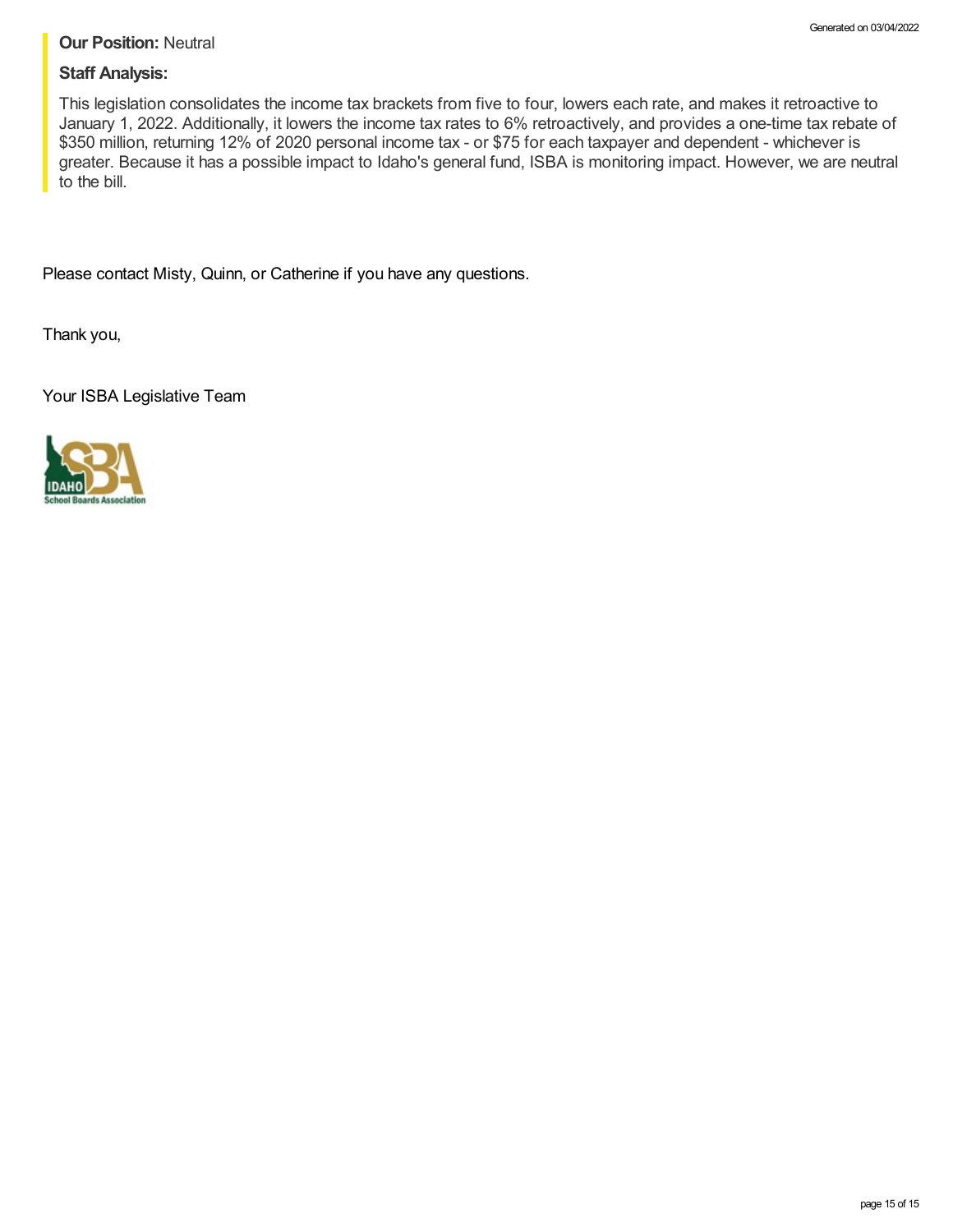**Our Position:** Neutral

**Staff Analysis:**

This legislation consolidates the income tax brackets from five to four, lowers each rate, and makes it retroactive to January 1, 2022. Additionally, it lowers the income tax rates to 6% retroactively, and provides a one-time tax rebate of $350 million, returning 12% of 2020 personal income tax - or $75 for each taxpayer and dependent - whichever is greater. Because it has a possible impact to Idaho's general fund, ISBA is monitoring impact. However, we are neutral to the bill.

Please contact Misty, Quinn, or Catherine if you have any questions.

Thank you,

Your ISBA Legislative Team